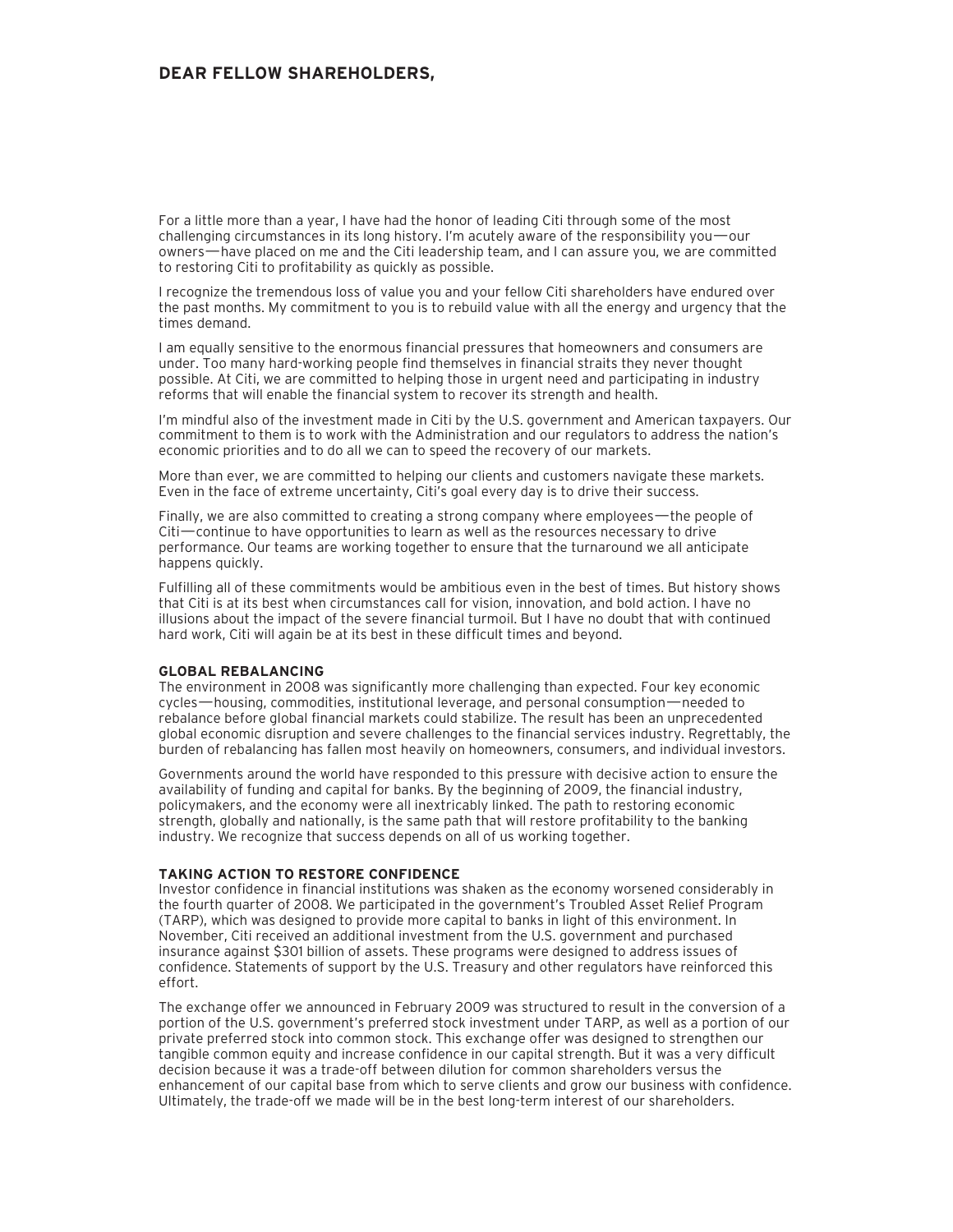# DEAR FELLOW SHAREHOLDERS,

For a little more than a year, I have had the honor of leading Citi through some of the most challenging circumstances in its long history. I'm acutely aware of the responsibility you—our owners—have placed on me and the Citi leadership team, and I can assure you, we are committed to restoring Citi to profitability as quickly as possible.

I recognize the tremendous loss of value you and your fellow Citi shareholders have endured over the past months. My commitment to you is to rebuild value with all the energy and urgency that the times demand.

I am equally sensitive to the enormous financial pressures that homeowners and consumers are under. Too many hard-working people find themselves in financial straits they never thought possible. At Citi, we are committed to helping those in urgent need and participating in industry reforms that will enable the financial system to recover its strength and health.

I'm mindful also of the investment made in Citi by the U.S. government and American taxpayers. Our commitment to them is to work with the Administration and our regulators to address the nation's economic priorities and to do all we can to speed the recovery of our markets.

More than ever, we are committed to helping our clients and customers navigate these markets. Even in the face of extreme uncertainty, Citi's goal every day is to drive their success.

Finally, we are also committed to creating a strong company where employees—the people of Citi—continue to have opportunities to learn as well as the resources necessary to drive performance. Our teams are working together to ensure that the turnaround we all anticipate happens quickly.

Fulfilling all of these commitments would be ambitious even in the best of times. But history shows that Citi is at its best when circumstances call for vision, innovation, and bold action. I have no illusions about the impact of the severe financial turmoil. But I have no doubt that with continued hard work, Citi will again be at its best in these difficult times and beyond.

## GLOBAL REBALANCING

The environment in 2008 was significantly more challenging than expected. Four key economic cycles—housing, commodities, institutional leverage, and personal consumption—needed to rebalance before global financial markets could stabilize. The result has been an unprecedented global economic disruption and severe challenges to the financial services industry. Regrettably, the burden of rebalancing has fallen most heavily on homeowners, consumers, and individual investors.

Governments around the world have responded to this pressure with decisive action to ensure the availability of funding and capital for banks. By the beginning of 2009, the financial industry, policymakers, and the economy were all inextricably linked. The path to restoring economic strength, globally and nationally, is the same path that will restore profitability to the banking industry. We recognize that success depends on all of us working together.

## TAKING ACTION TO RESTORE CONFIDENCE

Investor confidence in financial institutions was shaken as the economy worsened considerably in the fourth quarter of 2008. We participated in the government's Troubled Asset Relief Program (TARP), which was designed to provide more capital to banks in light of this environment. In November, Citi received an additional investment from the U.S. government and purchased insurance against $301 billion of assets. These programs were designed to address issues of confidence. Statements of support by the U.S. Treasury and other regulators have reinforced this effort.

The exchange offer we announced in February 2009 was structured to result in the conversion of a portion of the U.S. government's preferred stock investment under TARP, as well as a portion of our private preferred stock into common stock. This exchange offer was designed to strengthen our tangible common equity and increase confidence in our capital strength. But it was a very difficult decision because it was a trade-off between dilution for common shareholders versus the enhancement of our capital base from which to serve clients and grow our business with confidence. Ultimately, the trade-off we made will be in the best long-term interest of our shareholders.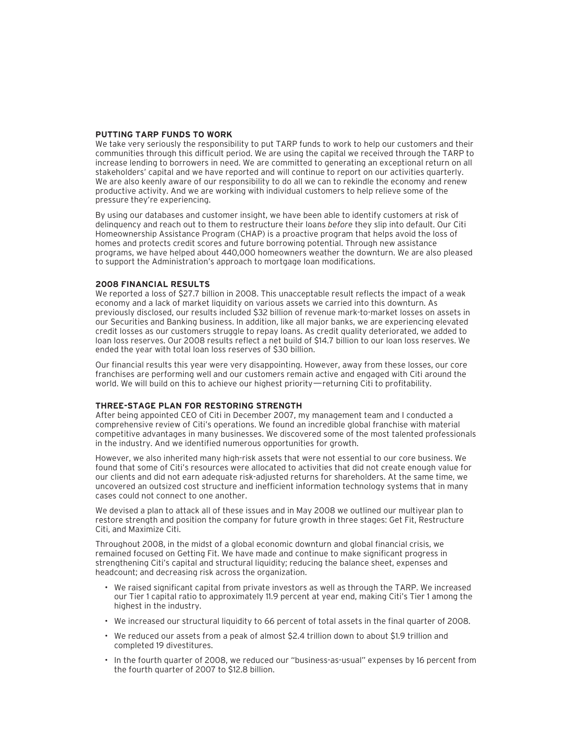## PUTTING TARP FUNDS TO WORK

We take very seriously the responsibility to put TARP funds to work to help our customers and their communities through this difficult period. We are using the capital we received through the TARP to increase lending to borrowers in need. We are committed to generating an exceptional return on all stakeholders' capital and we have reported and will continue to report on our activities quarterly. We are also keenly aware of our responsibility to do all we can to rekindle the economy and renew productive activity. And we are working with individual customers to help relieve some of the pressure they're experiencing.

By using our databases and customer insight, we have been able to identify customers at risk of delinquency and reach out to them to restructure their loans *before* they slip into default. Our Citi Homeownership Assistance Program (CHAP) is a proactive program that helps avoid the loss of homes and protects credit scores and future borrowing potential. Through new assistance programs, we have helped about 440,000 homeowners weather the downturn. We are also pleased to support the Administration's approach to mortgage loan modifications.

## 2008 FINANCIAL RESULTS

We reported a loss of $27.7 billion in 2008. This unacceptable result reflects the impact of a weak economy and a lack of market liquidity on various assets we carried into this downturn. As previously disclosed, our results included $32 billion of revenue mark-to-market losses on assets in our Securities and Banking business. In addition, like all major banks, we are experiencing elevated credit losses as our customers struggle to repay loans. As credit quality deteriorated, we added to loan loss reserves. Our 2008 results reflect a net build of $14.7 billion to our loan loss reserves. We ended the year with total loan loss reserves of $30 billion.

Our financial results this year were very disappointing. However, away from these losses, our core franchises are performing well and our customers remain active and engaged with Citi around the world. We will build on this to achieve our highest priority—returning Citi to profitability.

## THREE-STAGE PLAN FOR RESTORING STRENGTH

After being appointed CEO of Citi in December 2007, my management team and I conducted a comprehensive review of Citi's operations. We found an incredible global franchise with material competitive advantages in many businesses. We discovered some of the most talented professionals in the industry. And we identified numerous opportunities for growth.

However, we also inherited many high-risk assets that were not essential to our core business. We found that some of Citi's resources were allocated to activities that did not create enough value for our clients and did not earn adequate risk-adjusted returns for shareholders. At the same time, we uncovered an outsized cost structure and inefficient information technology systems that in many cases could not connect to one another.

We devised a plan to attack all of these issues and in May 2008 we outlined our multiyear plan to restore strength and position the company for future growth in three stages: Get Fit, Restructure Citi, and Maximize Citi.

Throughout 2008, in the midst of a global economic downturn and global financial crisis, we remained focused on Getting Fit. We have made and continue to make significant progress in strengthening Citi's capital and structural liquidity; reducing the balance sheet, expenses and headcount; and decreasing risk across the organization.

- We raised significant capital from private investors as well as through the TARP. We increased our Tier 1 capital ratio to approximately 11.9 percent at year end, making Citi's Tier 1 among the highest in the industry.
- We increased our structural liquidity to 66 percent of total assets in the final quarter of 2008.
- We reduced our assets from a peak of almost $2.4 trillion down to about $1.9 trillion and completed 19 divestitures.
- In the fourth quarter of 2008, we reduced our "business-as-usual" expenses by 16 percent from the fourth quarter of 2007 to $12.8 billion.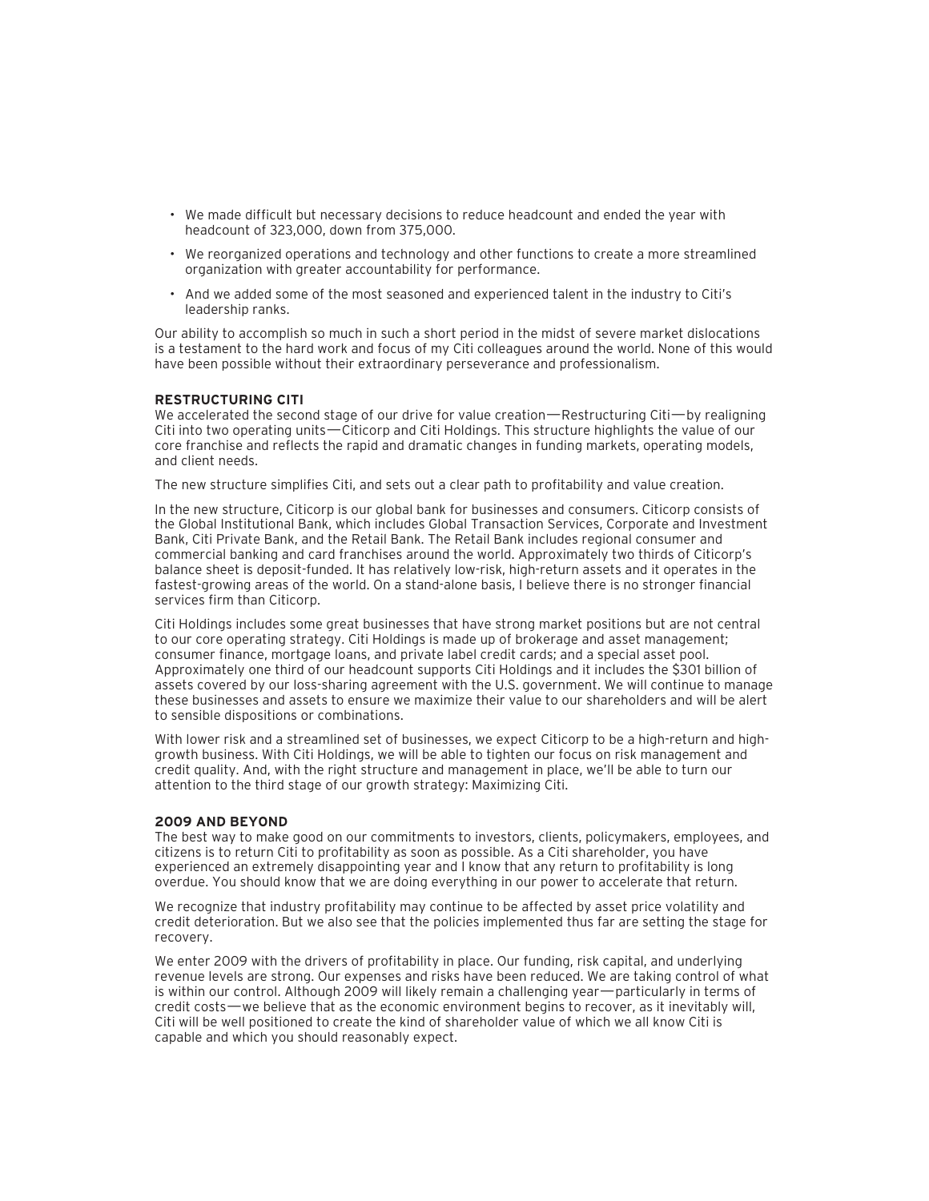- We made difficult but necessary decisions to reduce headcount and ended the year with headcount of 323,000, down from 375,000.
- We reorganized operations and technology and other functions to create a more streamlined organization with greater accountability for performance.
- And we added some of the most seasoned and experienced talent in the industry to Citi's leadership ranks.

Our ability to accomplish so much in such a short period in the midst of severe market dislocations is a testament to the hard work and focus of my Citi colleagues around the world. None of this would have been possible without their extraordinary perseverance and professionalism.

## RESTRUCTURING CITI

We accelerated the second stage of our drive for value creation—Restructuring Citi—by realigning Citi into two operating units—Citicorp and Citi Holdings. This structure highlights the value of our core franchise and reflects the rapid and dramatic changes in funding markets, operating models, and client needs.

The new structure simplifies Citi, and sets out a clear path to profitability and value creation.

In the new structure, Citicorp is our global bank for businesses and consumers. Citicorp consists of the Global Institutional Bank, which includes Global Transaction Services, Corporate and Investment Bank, Citi Private Bank, and the Retail Bank. The Retail Bank includes regional consumer and commercial banking and card franchises around the world. Approximately two thirds of Citicorp's balance sheet is deposit-funded. It has relatively low-risk, high-return assets and it operates in the fastest-growing areas of the world. On a stand-alone basis, I believe there is no stronger financial services firm than Citicorp.

Citi Holdings includes some great businesses that have strong market positions but are not central to our core operating strategy. Citi Holdings is made up of brokerage and asset management; consumer finance, mortgage loans, and private label credit cards; and a special asset pool. Approximately one third of our headcount supports Citi Holdings and it includes the $301 billion of assets covered by our loss-sharing agreement with the U.S. government. We will continue to manage these businesses and assets to ensure we maximize their value to our shareholders and will be alert to sensible dispositions or combinations.

With lower risk and a streamlined set of businesses, we expect Citicorp to be a high-return and high-growth business. With Citi Holdings, we will be able to tighten our focus on risk management and credit quality. And, with the right structure and management in place, we'll be able to turn our attention to the third stage of our growth strategy: Maximizing Citi.

## 2009 AND BEYOND

The best way to make good on our commitments to investors, clients, policymakers, employees, and citizens is to return Citi to profitability as soon as possible. As a Citi shareholder, you have experienced an extremely disappointing year and I know that any return to profitability is long overdue. You should know that we are doing everything in our power to accelerate that return.

We recognize that industry profitability may continue to be affected by asset price volatility and credit deterioration. But we also see that the policies implemented thus far are setting the stage for recovery.

We enter 2009 with the drivers of profitability in place. Our funding, risk capital, and underlying revenue levels are strong. Our expenses and risks have been reduced. We are taking control of what is within our control. Although 2009 will likely remain a challenging year—particularly in terms of credit costs—we believe that as the economic environment begins to recover, as it inevitably will, Citi will be well positioned to create the kind of shareholder value of which we all know Citi is capable and which you should reasonably expect.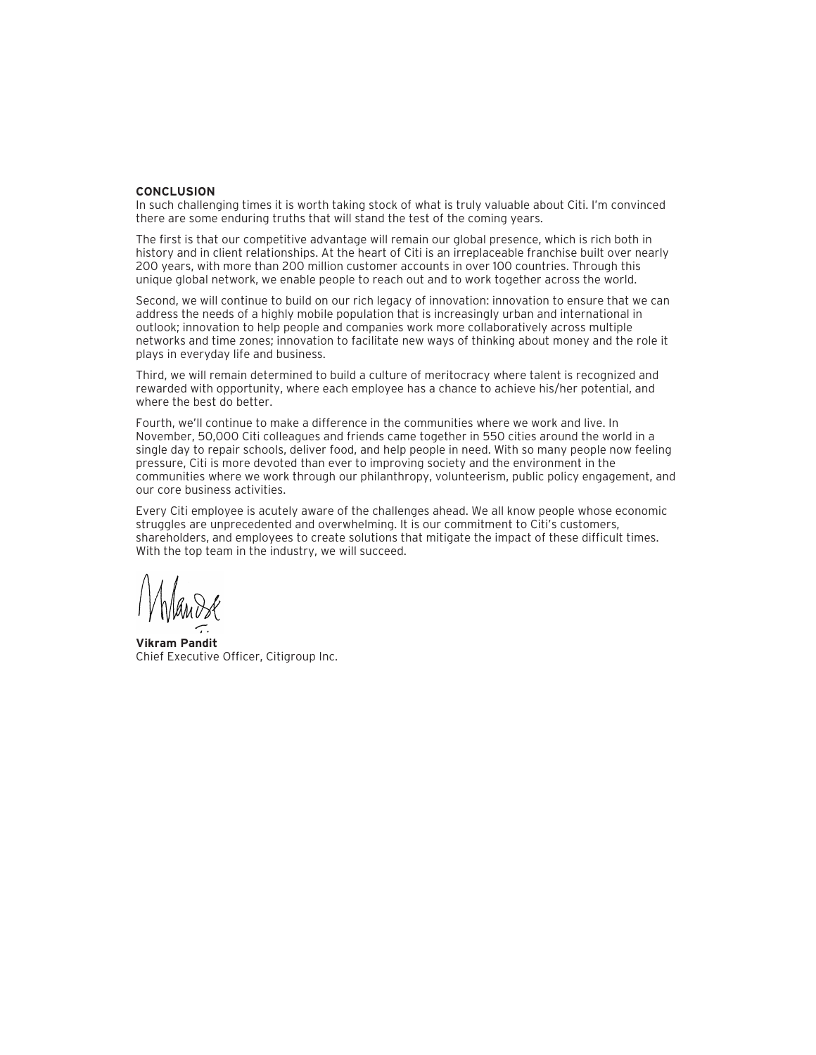## CONCLUSION

In such challenging times it is worth taking stock of what is truly valuable about Citi. I'm convinced there are some enduring truths that will stand the test of the coming years.

The first is that our competitive advantage will remain our global presence, which is rich both in history and in client relationships. At the heart of Citi is an irreplaceable franchise built over nearly 200 years, with more than 200 million customer accounts in over 100 countries. Through this unique global network, we enable people to reach out and to work together across the world.

Second, we will continue to build on our rich legacy of innovation: innovation to ensure that we can address the needs of a highly mobile population that is increasingly urban and international in outlook; innovation to help people and companies work more collaboratively across multiple networks and time zones; innovation to facilitate new ways of thinking about money and the role it plays in everyday life and business.

Third, we will remain determined to build a culture of meritocracy where talent is recognized and rewarded with opportunity, where each employee has a chance to achieve his/her potential, and where the best do better.

Fourth, we'll continue to make a difference in the communities where we work and live. In November, 50,000 Citi colleagues and friends came together in 550 cities around the world in a single day to repair schools, deliver food, and help people in need. With so many people now feeling pressure, Citi is more devoted than ever to improving society and the environment in the communities where we work through our philanthropy, volunteerism, public policy engagement, and our core business activities.

Every Citi employee is acutely aware of the challenges ahead. We all know people whose economic struggles are unprecedented and overwhelming. It is our commitment to Citi's customers, shareholders, and employees to create solutions that mitigate the impact of these difficult times. With the top team in the industry, we will succeed.

**Vikram Pandit**
Chief Executive Officer, Citigroup Inc.